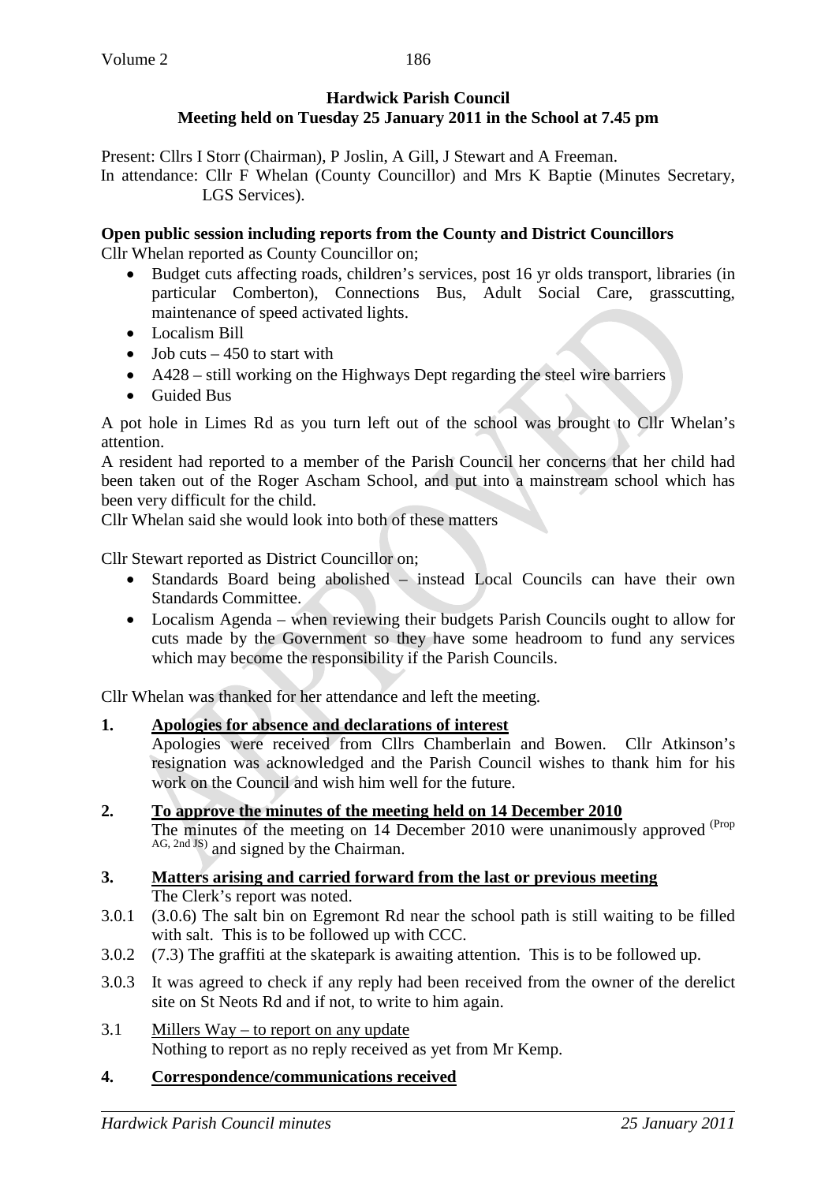**Hardwick Parish Council**
**Meeting held on Tuesday 25 January 2011 in the School at 7.45 pm**

Present: Cllrs I Storr (Chairman), P Joslin, A Gill, J Stewart and A Freeman.
In attendance: Cllr F Whelan (County Councillor) and Mrs K Baptie (Minutes Secretary, LGS Services).

**Open public session including reports from the County and District Councillors**

Cllr Whelan reported as County Councillor on;

- Budget cuts affecting roads, children's services, post 16 yr olds transport, libraries (in particular Comberton), Connections Bus, Adult Social Care, grasscutting, maintenance of speed activated lights.
- Localism Bill
- Job cuts – 450 to start with
- A428 – still working on the Highways Dept regarding the steel wire barriers
- Guided Bus

A pot hole in Limes Rd as you turn left out of the school was brought to Cllr Whelan's attention.
A resident had reported to a member of the Parish Council her concerns that her child had been taken out of the Roger Ascham School, and put into a mainstream school which has been very difficult for the child.
Cllr Whelan said she would look into both of these matters

Cllr Stewart reported as District Councillor on;

- Standards Board being abolished – instead Local Councils can have their own Standards Committee.
- Localism Agenda – when reviewing their budgets Parish Councils ought to allow for cuts made by the Government so they have some headroom to fund any services which may become the responsibility if the Parish Councils.

Cllr Whelan was thanked for her attendance and left the meeting.

**1. Apologies for absence and declarations of interest**

Apologies were received from Cllrs Chamberlain and Bowen. Cllr Atkinson's resignation was acknowledged and the Parish Council wishes to thank him for his work on the Council and wish him well for the future.

**2. To approve the minutes of the meeting held on 14 December 2010**

The minutes of the meeting on 14 December 2010 were unanimously approved (Prop AG, 2nd JS) and signed by the Chairman.

**3. Matters arising and carried forward from the last or previous meeting**

The Clerk's report was noted.

3.0.1 (3.0.6) The salt bin on Egremont Rd near the school path is still waiting to be filled with salt. This is to be followed up with CCC.

3.0.2 (7.3) The graffiti at the skatepark is awaiting attention. This is to be followed up.

3.0.3 It was agreed to check if any reply had been received from the owner of the derelict site on St Neots Rd and if not, to write to him again.

3.1 Millers Way – to report on any update
Nothing to report as no reply received as yet from Mr Kemp.

**4. Correspondence/communications received**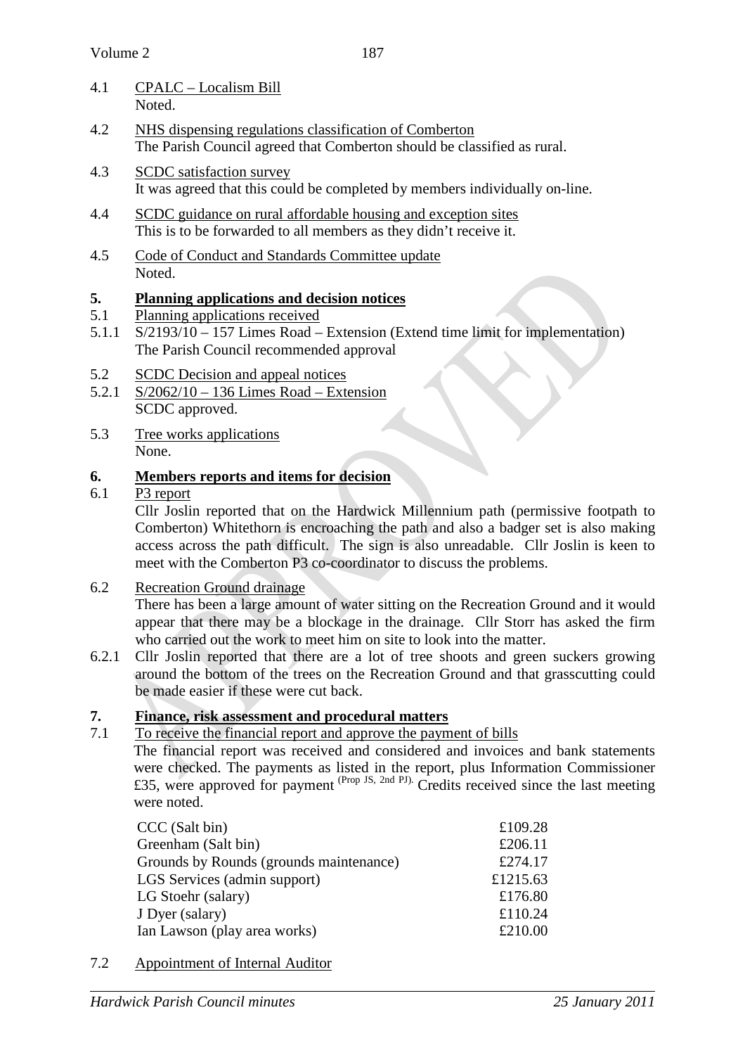4.1 CPALC – Localism Bill
Noted.

4.2 NHS dispensing regulations classification of Comberton
The Parish Council agreed that Comberton should be classified as rural.

4.3 SCDC satisfaction survey
It was agreed that this could be completed by members individually on-line.

4.4 SCDC guidance on rural affordable housing and exception sites
This is to be forwarded to all members as they didn't receive it.

4.5 Code of Conduct and Standards Committee update
Noted.

## 5. Planning applications and decision notices

5.1 Planning applications received

5.1.1 S/2193/10 – 157 Limes Road – Extension (Extend time limit for implementation)
The Parish Council recommended approval

5.2 SCDC Decision and appeal notices

5.2.1 S/2062/10 – 136 Limes Road – Extension
SCDC approved.

5.3 Tree works applications
None.

## 6. Members reports and items for decision

6.1 P3 report
Cllr Joslin reported that on the Hardwick Millennium path (permissive footpath to Comberton) Whitethorn is encroaching the path and also a badger set is also making access across the path difficult. The sign is also unreadable. Cllr Joslin is keen to meet with the Comberton P3 co-coordinator to discuss the problems.

6.2 Recreation Ground drainage
There has been a large amount of water sitting on the Recreation Ground and it would appear that there may be a blockage in the drainage. Cllr Storr has asked the firm who carried out the work to meet him on site to look into the matter.

6.2.1 Cllr Joslin reported that there are a lot of tree shoots and green suckers growing around the bottom of the trees on the Recreation Ground and that grasscutting could be made easier if these were cut back.

## 7. Finance, risk assessment and procedural matters

7.1 To receive the financial report and approve the payment of bills
The financial report was received and considered and invoices and bank statements were checked. The payments as listed in the report, plus Information Commissioner £35, were approved for payment (Prop JS, 2nd PJ). Credits received since the last meeting were noted.

| | |
|---|---|
| CCC (Salt bin) | £109.28 |
| Greenham (Salt bin) | £206.11 |
| Grounds by Rounds (grounds maintenance) | £274.17 |
| LGS Services (admin support) | £1215.63 |
| LG Stoehr (salary) | £176.80 |
| J Dyer (salary) | £110.24 |
| Ian Lawson (play area works) | £210.00 |

7.2 Appointment of Internal Auditor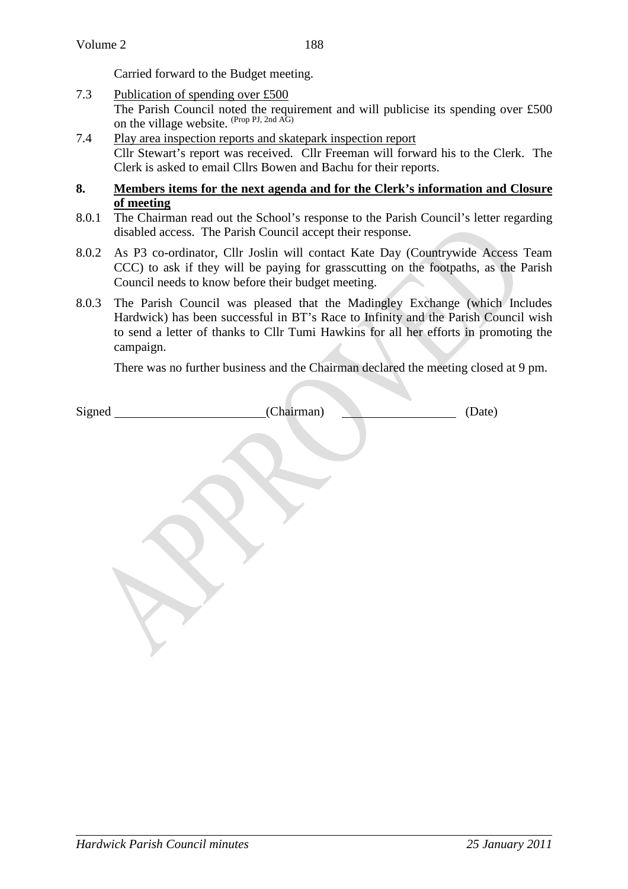Carried forward to the Budget meeting.

7.3 Publication of spending over £500

The Parish Council noted the requirement and will publicise its spending over £500 on the village website. (Prop PJ, 2nd AG)

7.4 Play area inspection reports and skatepark inspection report

Cllr Stewart's report was received. Cllr Freeman will forward his to the Clerk. The Clerk is asked to email Cllrs Bowen and Bachu for their reports.

**8. Members items for the next agenda and for the Clerk's information and Closure of meeting**

8.0.1 The Chairman read out the School's response to the Parish Council's letter regarding disabled access. The Parish Council accept their response.

8.0.2 As P3 co-ordinator, Cllr Joslin will contact Kate Day (Countrywide Access Team CCC) to ask if they will be paying for grasscutting on the footpaths, as the Parish Council needs to know before their budget meeting.

8.0.3 The Parish Council was pleased that the Madingley Exchange (which Includes Hardwick) has been successful in BT's Race to Infinity and the Parish Council wish to send a letter of thanks to Cllr Tumi Hawkins for all her efforts in promoting the campaign.

There was no further business and the Chairman declared the meeting closed at 9 pm.

Signed ______________________ (Chairman) ________________ (Date)

APPROVED